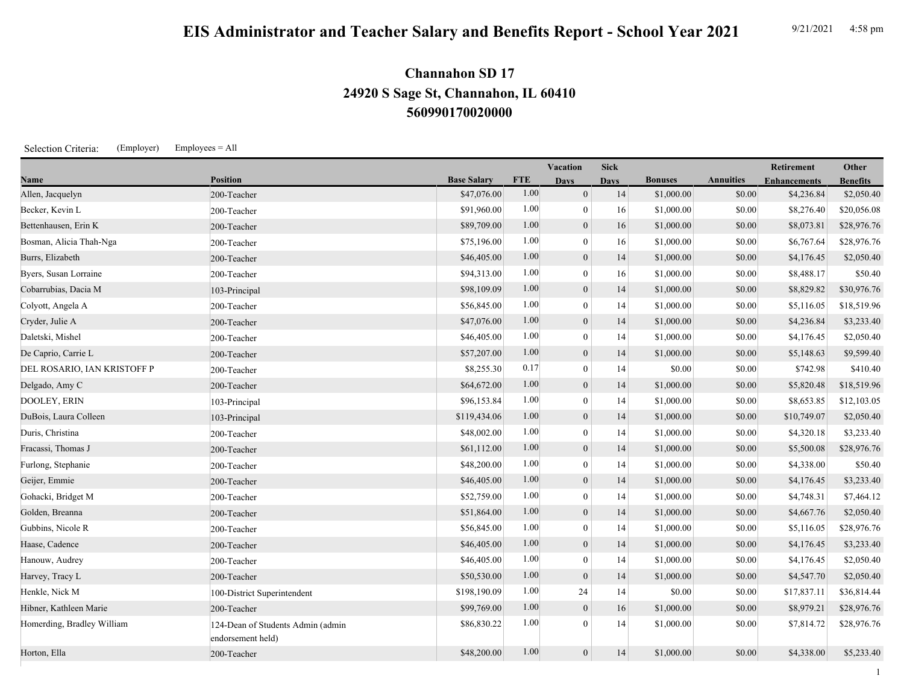# EIS Administrator and Teacher Salary and Benefits Report - School Year 2021

9/21/2021 4:58 pm

## Channahon SD 17
## 24920 S Sage St, Channahon, IL 60410
## 560990170020000

Selection Criteria: (Employer) Employees = All

| Name | Position | Base Salary | FTE | Vacation Days | Sick Days | Bonuses | Annuities | Retirement Enhancements | Other Benefits |
|---|---|---|---|---|---|---|---|---|---|
| Allen, Jacquelyn | 200-Teacher | $47,076.00 | 1.00 | 0 | 14 | $1,000.00 | $0.00 | $4,236.84 | $2,050.40 |
| Becker, Kevin L | 200-Teacher | $91,960.00 | 1.00 | 0 | 16 | $1,000.00 | $0.00 | $8,276.40 | $20,056.08 |
| Bettenhausen, Erin K | 200-Teacher | $89,709.00 | 1.00 | 0 | 16 | $1,000.00 | $0.00 | $8,073.81 | $28,976.76 |
| Bosman, Alicia Thah-Nga | 200-Teacher | $75,196.00 | 1.00 | 0 | 16 | $1,000.00 | $0.00 | $6,767.64 | $28,976.76 |
| Burrs, Elizabeth | 200-Teacher | $46,405.00 | 1.00 | 0 | 14 | $1,000.00 | $0.00 | $4,176.45 | $2,050.40 |
| Byers, Susan Lorraine | 200-Teacher | $94,313.00 | 1.00 | 0 | 16 | $1,000.00 | $0.00 | $8,488.17 | $50.40 |
| Cobarrubias, Dacia M | 103-Principal | $98,109.09 | 1.00 | 0 | 14 | $1,000.00 | $0.00 | $8,829.82 | $30,976.76 |
| Colyott, Angela A | 200-Teacher | $56,845.00 | 1.00 | 0 | 14 | $1,000.00 | $0.00 | $5,116.05 | $18,519.96 |
| Cryder, Julie A | 200-Teacher | $47,076.00 | 1.00 | 0 | 14 | $1,000.00 | $0.00 | $4,236.84 | $3,233.40 |
| Daletski, Mishel | 200-Teacher | $46,405.00 | 1.00 | 0 | 14 | $1,000.00 | $0.00 | $4,176.45 | $2,050.40 |
| De Caprio, Carrie L | 200-Teacher | $57,207.00 | 1.00 | 0 | 14 | $1,000.00 | $0.00 | $5,148.63 | $9,599.40 |
| DEL ROSARIO, IAN KRISTOFF P | 200-Teacher | $8,255.30 | 0.17 | 0 | 14 | $0.00 | $0.00 | $742.98 | $410.40 |
| Delgado, Amy C | 200-Teacher | $64,672.00 | 1.00 | 0 | 14 | $1,000.00 | $0.00 | $5,820.48 | $18,519.96 |
| DOOLEY, ERIN | 103-Principal | $96,153.84 | 1.00 | 0 | 14 | $1,000.00 | $0.00 | $8,653.85 | $12,103.05 |
| DuBois, Laura Colleen | 103-Principal | $119,434.06 | 1.00 | 0 | 14 | $1,000.00 | $0.00 | $10,749.07 | $2,050.40 |
| Duris, Christina | 200-Teacher | $48,002.00 | 1.00 | 0 | 14 | $1,000.00 | $0.00 | $4,320.18 | $3,233.40 |
| Fracassi, Thomas J | 200-Teacher | $61,112.00 | 1.00 | 0 | 14 | $1,000.00 | $0.00 | $5,500.08 | $28,976.76 |
| Furlong, Stephanie | 200-Teacher | $48,200.00 | 1.00 | 0 | 14 | $1,000.00 | $0.00 | $4,338.00 | $50.40 |
| Geijer, Emmie | 200-Teacher | $46,405.00 | 1.00 | 0 | 14 | $1,000.00 | $0.00 | $4,176.45 | $3,233.40 |
| Gohacki, Bridget M | 200-Teacher | $52,759.00 | 1.00 | 0 | 14 | $1,000.00 | $0.00 | $4,748.31 | $7,464.12 |
| Golden, Breanna | 200-Teacher | $51,864.00 | 1.00 | 0 | 14 | $1,000.00 | $0.00 | $4,667.76 | $2,050.40 |
| Gubbins, Nicole R | 200-Teacher | $56,845.00 | 1.00 | 0 | 14 | $1,000.00 | $0.00 | $5,116.05 | $28,976.76 |
| Haase, Cadence | 200-Teacher | $46,405.00 | 1.00 | 0 | 14 | $1,000.00 | $0.00 | $4,176.45 | $3,233.40 |
| Hanouw, Audrey | 200-Teacher | $46,405.00 | 1.00 | 0 | 14 | $1,000.00 | $0.00 | $4,176.45 | $2,050.40 |
| Harvey, Tracy L | 200-Teacher | $50,530.00 | 1.00 | 0 | 14 | $1,000.00 | $0.00 | $4,547.70 | $2,050.40 |
| Henkle, Nick M | 100-District Superintendent | $198,190.09 | 1.00 | 24 | 14 | $0.00 | $0.00 | $17,837.11 | $36,814.44 |
| Hibner, Kathleen Marie | 200-Teacher | $99,769.00 | 1.00 | 0 | 16 | $1,000.00 | $0.00 | $8,979.21 | $28,976.76 |
| Homerding, Bradley William | 124-Dean of Students Admin (admin endorsement held) | $86,830.22 | 1.00 | 0 | 14 | $1,000.00 | $0.00 | $7,814.72 | $28,976.76 |
| Horton, Ella | 200-Teacher | $48,200.00 | 1.00 | 0 | 14 | $1,000.00 | $0.00 | $4,338.00 | $5,233.40 |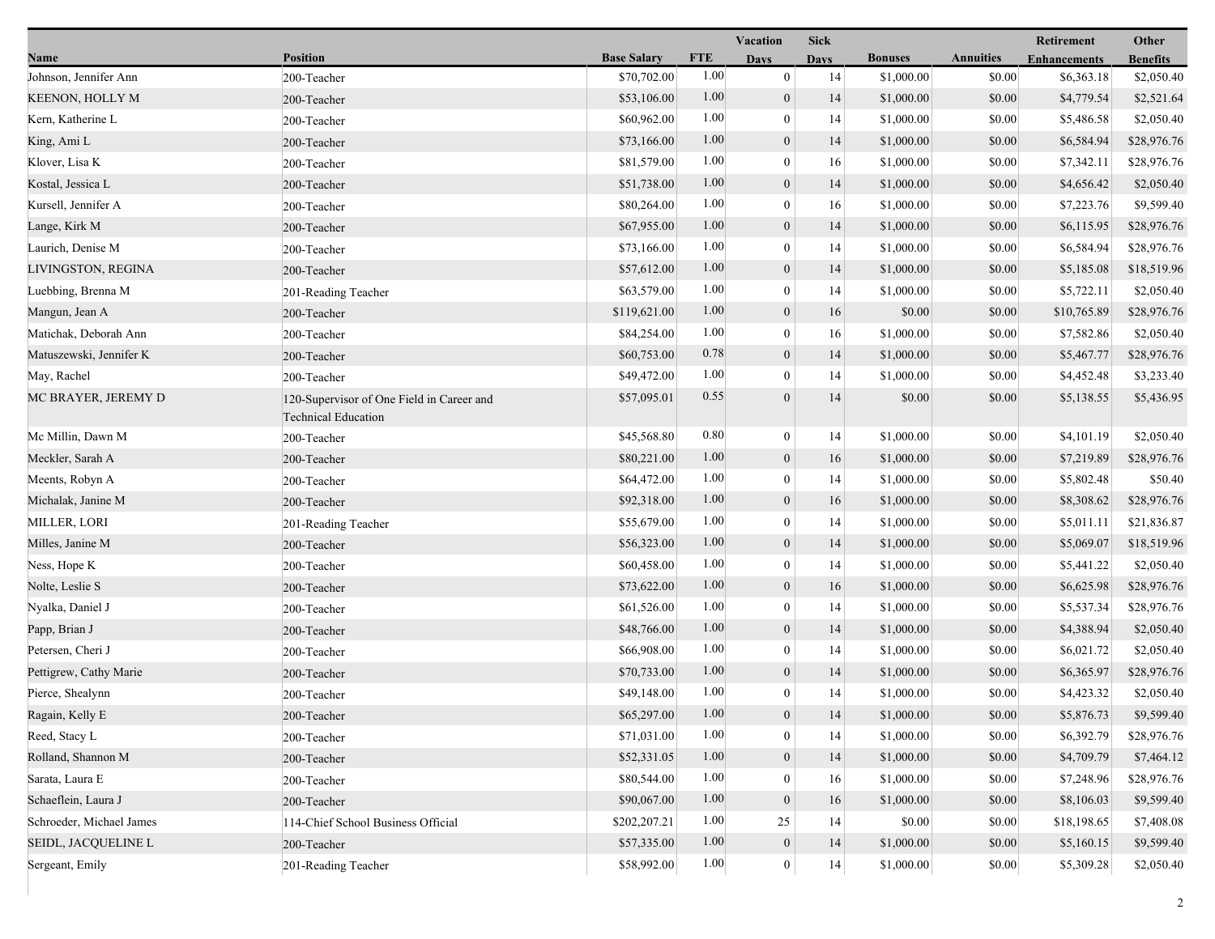| Name | Position | Base Salary | FTE | Vacation Days | Sick Days | Bonuses | Annuities | Retirement Enhancements | Other Benefits |
|---|---|---|---|---|---|---|---|---|---|
| Johnson, Jennifer Ann | 200-Teacher | $70,702.00 | 1.00 | 0 | 14 | $1,000.00 | $0.00 | $6,363.18 | $2,050.40 |
| KEENON, HOLLY M | 200-Teacher | $53,106.00 | 1.00 | 0 | 14 | $1,000.00 | $0.00 | $4,779.54 | $2,521.64 |
| Kern, Katherine L | 200-Teacher | $60,962.00 | 1.00 | 0 | 14 | $1,000.00 | $0.00 | $5,486.58 | $2,050.40 |
| King, Ami L | 200-Teacher | $73,166.00 | 1.00 | 0 | 14 | $1,000.00 | $0.00 | $6,584.94 | $28,976.76 |
| Klover, Lisa K | 200-Teacher | $81,579.00 | 1.00 | 0 | 16 | $1,000.00 | $0.00 | $7,342.11 | $28,976.76 |
| Kostal, Jessica L | 200-Teacher | $51,738.00 | 1.00 | 0 | 14 | $1,000.00 | $0.00 | $4,656.42 | $2,050.40 |
| Kursell, Jennifer A | 200-Teacher | $80,264.00 | 1.00 | 0 | 16 | $1,000.00 | $0.00 | $7,223.76 | $9,599.40 |
| Lange, Kirk M | 200-Teacher | $67,955.00 | 1.00 | 0 | 14 | $1,000.00 | $0.00 | $6,115.95 | $28,976.76 |
| Laurich, Denise M | 200-Teacher | $73,166.00 | 1.00 | 0 | 14 | $1,000.00 | $0.00 | $6,584.94 | $28,976.76 |
| LIVINGSTON, REGINA | 200-Teacher | $57,612.00 | 1.00 | 0 | 14 | $1,000.00 | $0.00 | $5,185.08 | $18,519.96 |
| Luebbing, Brenna M | 201-Reading Teacher | $63,579.00 | 1.00 | 0 | 14 | $1,000.00 | $0.00 | $5,722.11 | $2,050.40 |
| Mangun, Jean A | 200-Teacher | $119,621.00 | 1.00 | 0 | 16 | $0.00 | $0.00 | $10,765.89 | $28,976.76 |
| Matichak, Deborah Ann | 200-Teacher | $84,254.00 | 1.00 | 0 | 16 | $1,000.00 | $0.00 | $7,582.86 | $2,050.40 |
| Matuszewski, Jennifer K | 200-Teacher | $60,753.00 | 0.78 | 0 | 14 | $1,000.00 | $0.00 | $5,467.77 | $28,976.76 |
| May, Rachel | 200-Teacher | $49,472.00 | 1.00 | 0 | 14 | $1,000.00 | $0.00 | $4,452.48 | $3,233.40 |
| MC BRAYER, JEREMY D | 120-Supervisor of One Field in Career and Technical Education | $57,095.01 | 0.55 | 0 | 14 | $0.00 | $0.00 | $5,138.55 | $5,436.95 |
| Mc Millin, Dawn M | 200-Teacher | $45,568.80 | 0.80 | 0 | 14 | $1,000.00 | $0.00 | $4,101.19 | $2,050.40 |
| Meckler, Sarah A | 200-Teacher | $80,221.00 | 1.00 | 0 | 16 | $1,000.00 | $0.00 | $7,219.89 | $28,976.76 |
| Meents, Robyn A | 200-Teacher | $64,472.00 | 1.00 | 0 | 14 | $1,000.00 | $0.00 | $5,802.48 | $50.40 |
| Michalak, Janine M | 200-Teacher | $92,318.00 | 1.00 | 0 | 16 | $1,000.00 | $0.00 | $8,308.62 | $28,976.76 |
| MILLER, LORI | 201-Reading Teacher | $55,679.00 | 1.00 | 0 | 14 | $1,000.00 | $0.00 | $5,011.11 | $21,836.87 |
| Milles, Janine M | 200-Teacher | $56,323.00 | 1.00 | 0 | 14 | $1,000.00 | $0.00 | $5,069.07 | $18,519.96 |
| Ness, Hope K | 200-Teacher | $60,458.00 | 1.00 | 0 | 14 | $1,000.00 | $0.00 | $5,441.22 | $2,050.40 |
| Nolte, Leslie S | 200-Teacher | $73,622.00 | 1.00 | 0 | 16 | $1,000.00 | $0.00 | $6,625.98 | $28,976.76 |
| Nyalka, Daniel J | 200-Teacher | $61,526.00 | 1.00 | 0 | 14 | $1,000.00 | $0.00 | $5,537.34 | $28,976.76 |
| Papp, Brian J | 200-Teacher | $48,766.00 | 1.00 | 0 | 14 | $1,000.00 | $0.00 | $4,388.94 | $2,050.40 |
| Petersen, Cheri J | 200-Teacher | $66,908.00 | 1.00 | 0 | 14 | $1,000.00 | $0.00 | $6,021.72 | $2,050.40 |
| Pettigrew, Cathy Marie | 200-Teacher | $70,733.00 | 1.00 | 0 | 14 | $1,000.00 | $0.00 | $6,365.97 | $28,976.76 |
| Pierce, Shealynn | 200-Teacher | $49,148.00 | 1.00 | 0 | 14 | $1,000.00 | $0.00 | $4,423.32 | $2,050.40 |
| Ragain, Kelly E | 200-Teacher | $65,297.00 | 1.00 | 0 | 14 | $1,000.00 | $0.00 | $5,876.73 | $9,599.40 |
| Reed, Stacy L | 200-Teacher | $71,031.00 | 1.00 | 0 | 14 | $1,000.00 | $0.00 | $6,392.79 | $28,976.76 |
| Rolland, Shannon M | 200-Teacher | $52,331.05 | 1.00 | 0 | 14 | $1,000.00 | $0.00 | $4,709.79 | $7,464.12 |
| Sarata, Laura E | 200-Teacher | $80,544.00 | 1.00 | 0 | 16 | $1,000.00 | $0.00 | $7,248.96 | $28,976.76 |
| Schaeflein, Laura J | 200-Teacher | $90,067.00 | 1.00 | 0 | 16 | $1,000.00 | $0.00 | $8,106.03 | $9,599.40 |
| Schroeder, Michael James | 114-Chief School Business Official | $202,207.21 | 1.00 | 25 | 14 | $0.00 | $0.00 | $18,198.65 | $7,408.08 |
| SEIDL, JACQUELINE L | 200-Teacher | $57,335.00 | 1.00 | 0 | 14 | $1,000.00 | $0.00 | $5,160.15 | $9,599.40 |
| Sergeant, Emily | 201-Reading Teacher | $58,992.00 | 1.00 | 0 | 14 | $1,000.00 | $0.00 | $5,309.28 | $2,050.40 |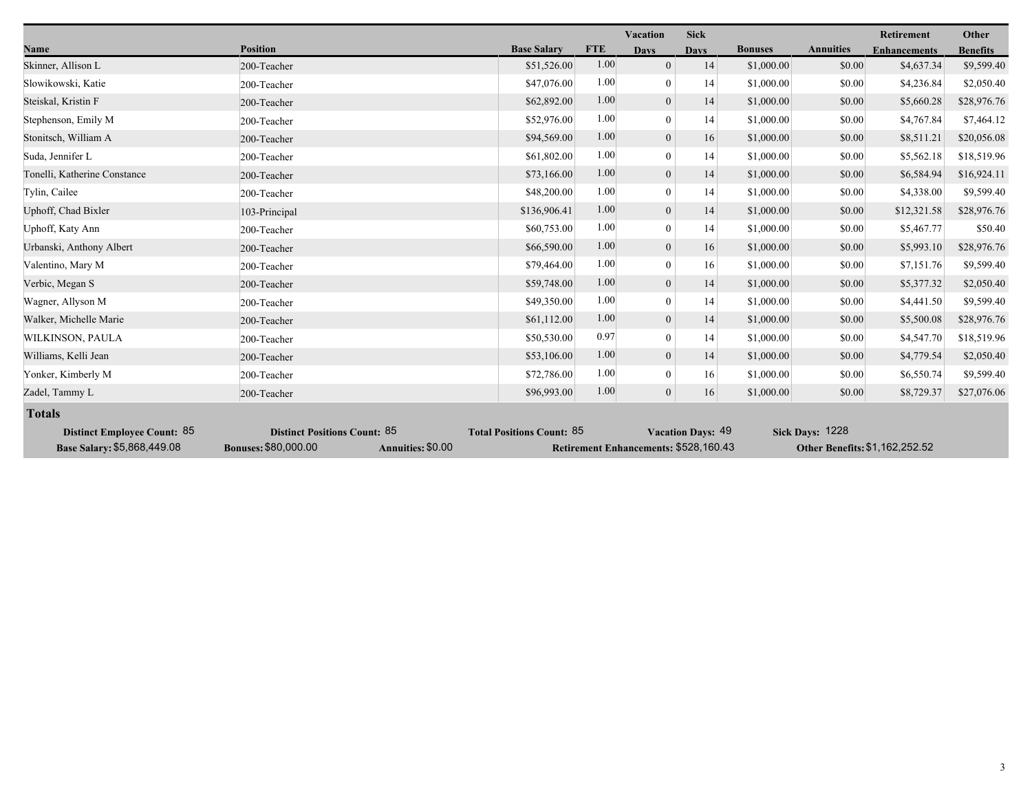| Name | Position | Base Salary | FTE | Vacation Days | Sick Days | Bonuses | Annuities | Retirement Enhancements | Other Benefits |
|---|---|---|---|---|---|---|---|---|---|
| Skinner, Allison L | 200-Teacher | $51,526.00 | 1.00 | 0 | 14 | $1,000.00 | $0.00 | $4,637.34 | $9,599.40 |
| Slowikowski, Katie | 200-Teacher | $47,076.00 | 1.00 | 0 | 14 | $1,000.00 | $0.00 | $4,236.84 | $2,050.40 |
| Steiskal, Kristin F | 200-Teacher | $62,892.00 | 1.00 | 0 | 14 | $1,000.00 | $0.00 | $5,660.28 | $28,976.76 |
| Stephenson, Emily M | 200-Teacher | $52,976.00 | 1.00 | 0 | 14 | $1,000.00 | $0.00 | $4,767.84 | $7,464.12 |
| Stonitsch, William A | 200-Teacher | $94,569.00 | 1.00 | 0 | 16 | $1,000.00 | $0.00 | $8,511.21 | $20,056.08 |
| Suda, Jennifer L | 200-Teacher | $61,802.00 | 1.00 | 0 | 14 | $1,000.00 | $0.00 | $5,562.18 | $18,519.96 |
| Tonelli, Katherine Constance | 200-Teacher | $73,166.00 | 1.00 | 0 | 14 | $1,000.00 | $0.00 | $6,584.94 | $16,924.11 |
| Tylin, Cailee | 200-Teacher | $48,200.00 | 1.00 | 0 | 14 | $1,000.00 | $0.00 | $4,338.00 | $9,599.40 |
| Uphoff, Chad Bixler | 103-Principal | $136,906.41 | 1.00 | 0 | 14 | $1,000.00 | $0.00 | $12,321.58 | $28,976.76 |
| Uphoff, Katy Ann | 200-Teacher | $60,753.00 | 1.00 | 0 | 14 | $1,000.00 | $0.00 | $5,467.77 | $50.40 |
| Urbanski, Anthony Albert | 200-Teacher | $66,590.00 | 1.00 | 0 | 16 | $1,000.00 | $0.00 | $5,993.10 | $28,976.76 |
| Valentino, Mary M | 200-Teacher | $79,464.00 | 1.00 | 0 | 16 | $1,000.00 | $0.00 | $7,151.76 | $9,599.40 |
| Verbic, Megan S | 200-Teacher | $59,748.00 | 1.00 | 0 | 14 | $1,000.00 | $0.00 | $5,377.32 | $2,050.40 |
| Wagner, Allyson M | 200-Teacher | $49,350.00 | 1.00 | 0 | 14 | $1,000.00 | $0.00 | $4,441.50 | $9,599.40 |
| Walker, Michelle Marie | 200-Teacher | $61,112.00 | 1.00 | 0 | 14 | $1,000.00 | $0.00 | $5,500.08 | $28,976.76 |
| WILKINSON, PAULA | 200-Teacher | $50,530.00 | 0.97 | 0 | 14 | $1,000.00 | $0.00 | $4,547.70 | $18,519.96 |
| Williams, Kelli Jean | 200-Teacher | $53,106.00 | 1.00 | 0 | 14 | $1,000.00 | $0.00 | $4,779.54 | $2,050.40 |
| Yonker, Kimberly M | 200-Teacher | $72,786.00 | 1.00 | 0 | 16 | $1,000.00 | $0.00 | $6,550.74 | $9,599.40 |
| Zadel, Tammy L | 200-Teacher | $96,993.00 | 1.00 | 0 | 16 | $1,000.00 | $0.00 | $8,729.37 | $27,076.06 |

## Totals

**Distinct Employee Count:** 85 **Distinct Positions Count:** 85 **Total Positions Count:** 85 **Vacation Days:** 49 **Sick Days:** 1228

**Base Salary:** $5,868,449.08 **Bonuses:** $80,000.00 **Annuities:** $0.00 **Retirement Enhancements:** $528,160.43 **Other Benefits:** $1,162,252.52